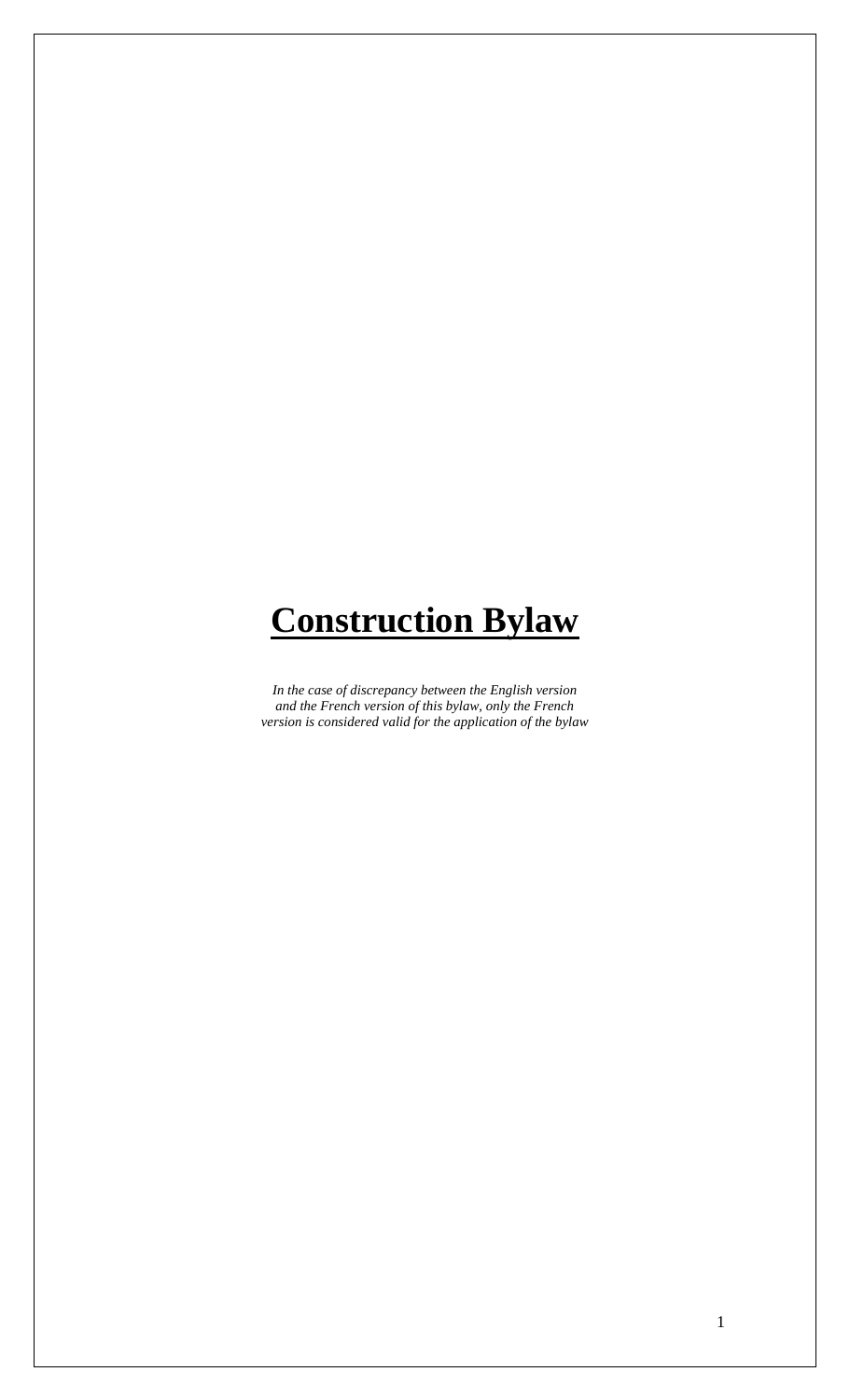# Construction Bylaw

*In the case of discrepancy between the English version and the French version of this bylaw, only the French version is considered valid for the application of the bylaw*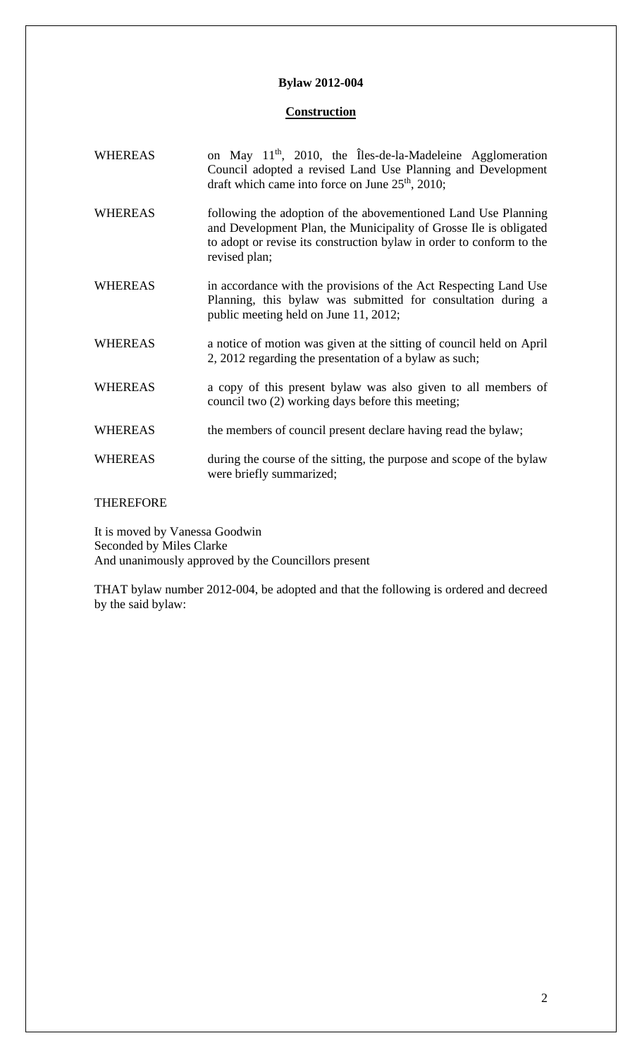**Bylaw 2012-004**

**Construction**

| | |
|---|---|
| WHEREAS | on May 11th, 2010, the Îles-de-la-Madeleine Agglomeration Council adopted a revised Land Use Planning and Development draft which came into force on June 25th, 2010; |
| WHEREAS | following the adoption of the abovementioned Land Use Planning and Development Plan, the Municipality of Grosse Ile is obligated to adopt or revise its construction bylaw in order to conform to the revised plan; |
| WHEREAS | in accordance with the provisions of the Act Respecting Land Use Planning, this bylaw was submitted for consultation during a public meeting held on June 11, 2012; |
| WHEREAS | a notice of motion was given at the sitting of council held on April 2, 2012 regarding the presentation of a bylaw as such; |
| WHEREAS | a copy of this present bylaw was also given to all members of council two (2) working days before this meeting; |
| WHEREAS | the members of council present declare having read the bylaw; |
| WHEREAS | during the course of the sitting, the purpose and scope of the bylaw were briefly summarized; |

THEREFORE

It is moved by Vanessa Goodwin
Seconded by Miles Clarke
And unanimously approved by the Councillors present

THAT bylaw number 2012-004, be adopted and that the following is ordered and decreed by the said bylaw: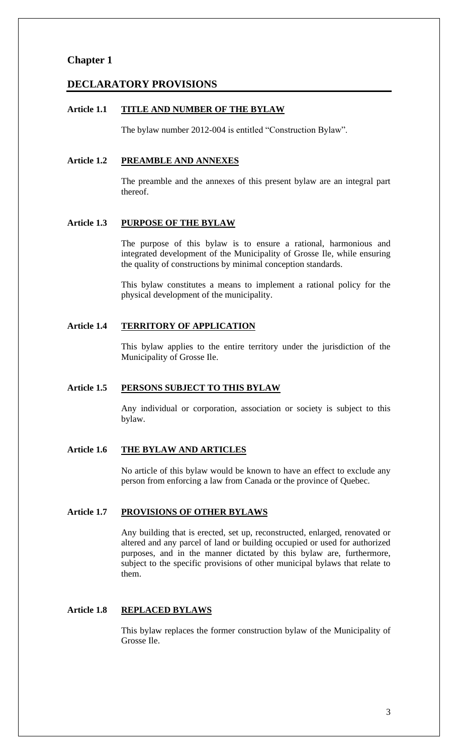# Chapter 1

## DECLARATORY PROVISIONS

### Article 1.1 TITLE AND NUMBER OF THE BYLAW

The bylaw number 2012-004 is entitled "Construction Bylaw".

### Article 1.2 PREAMBLE AND ANNEXES

The preamble and the annexes of this present bylaw are an integral part thereof.

### Article 1.3 PURPOSE OF THE BYLAW

The purpose of this bylaw is to ensure a rational, harmonious and integrated development of the Municipality of Grosse Ile, while ensuring the quality of constructions by minimal conception standards.

This bylaw constitutes a means to implement a rational policy for the physical development of the municipality.

### Article 1.4 TERRITORY OF APPLICATION

This bylaw applies to the entire territory under the jurisdiction of the Municipality of Grosse Ile.

### Article 1.5 PERSONS SUBJECT TO THIS BYLAW

Any individual or corporation, association or society is subject to this bylaw.

### Article 1.6 THE BYLAW AND ARTICLES

No article of this bylaw would be known to have an effect to exclude any person from enforcing a law from Canada or the province of Quebec.

### Article 1.7 PROVISIONS OF OTHER BYLAWS

Any building that is erected, set up, reconstructed, enlarged, renovated or altered and any parcel of land or building occupied or used for authorized purposes, and in the manner dictated by this bylaw are, furthermore, subject to the specific provisions of other municipal bylaws that relate to them.

### Article 1.8 REPLACED BYLAWS

This bylaw replaces the former construction bylaw of the Municipality of Grosse Ile.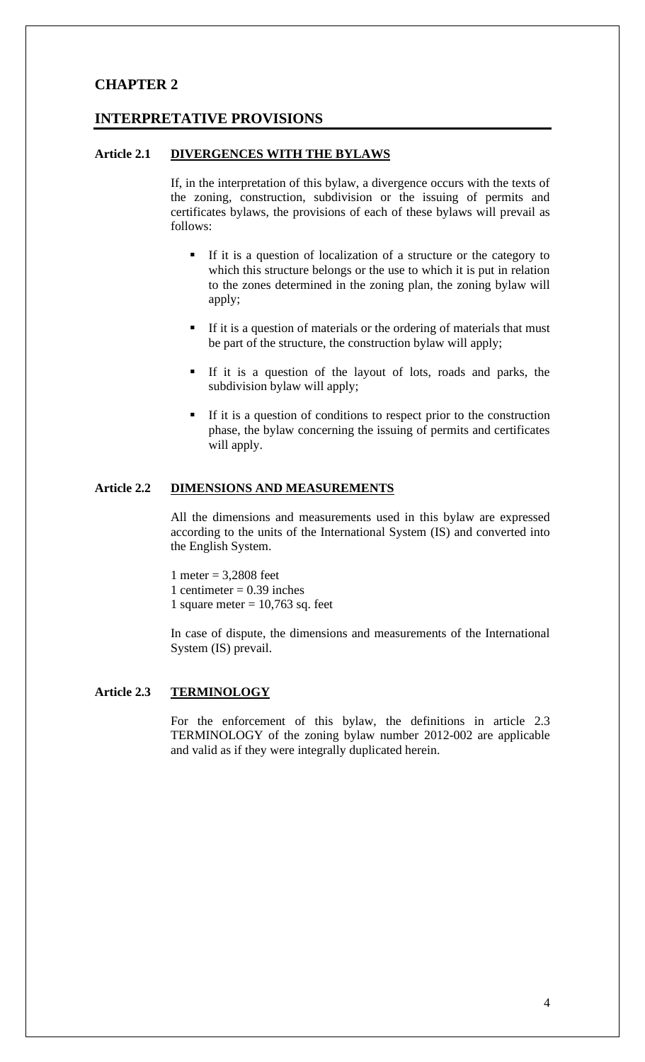# CHAPTER 2

## INTERPRETATIVE PROVISIONS

### Article 2.1 DIVERGENCES WITH THE BYLAWS

If, in the interpretation of this bylaw, a divergence occurs with the texts of the zoning, construction, subdivision or the issuing of permits and certificates bylaws, the provisions of each of these bylaws will prevail as follows:

- If it is a question of localization of a structure or the category to which this structure belongs or the use to which it is put in relation to the zones determined in the zoning plan, the zoning bylaw will apply;
- If it is a question of materials or the ordering of materials that must be part of the structure, the construction bylaw will apply;
- If it is a question of the layout of lots, roads and parks, the subdivision bylaw will apply;
- If it is a question of conditions to respect prior to the construction phase, the bylaw concerning the issuing of permits and certificates will apply.

### Article 2.2 DIMENSIONS AND MEASUREMENTS

All the dimensions and measurements used in this bylaw are expressed according to the units of the International System (IS) and converted into the English System.

1 meter = 3,2808 feet
1 centimeter = 0.39 inches
1 square meter = 10,763 sq. feet

In case of dispute, the dimensions and measurements of the International System (IS) prevail.

### Article 2.3 TERMINOLOGY

For the enforcement of this bylaw, the definitions in article 2.3 TERMINOLOGY of the zoning bylaw number 2012-002 are applicable and valid as if they were integrally duplicated herein.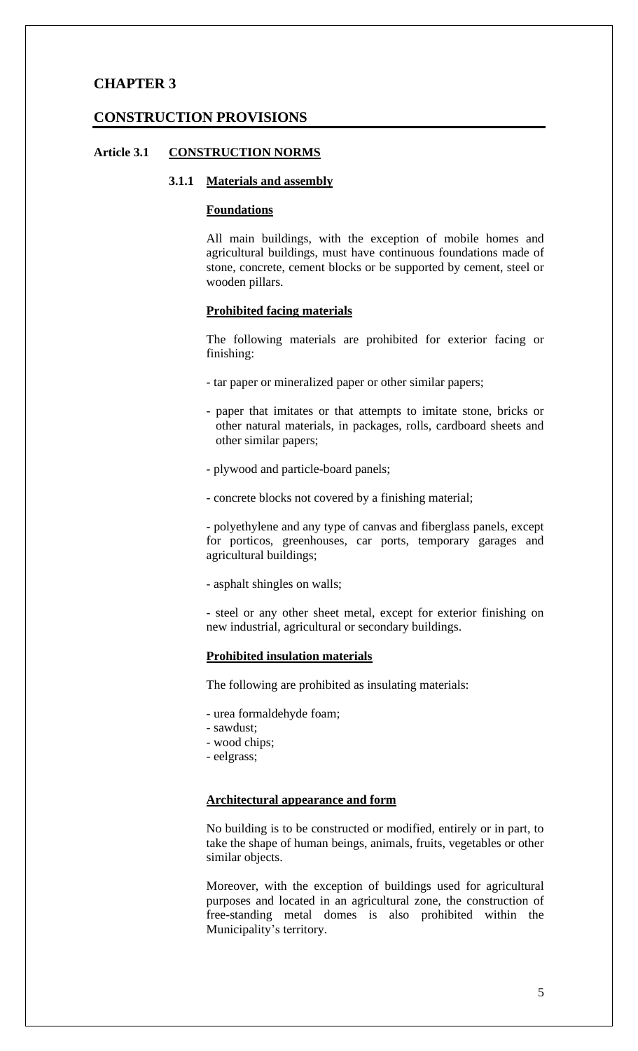# CHAPTER 3

## CONSTRUCTION PROVISIONS

### Article 3.1 CONSTRUCTION NORMS

#### 3.1.1 Materials and assembly

**Foundations**

All main buildings, with the exception of mobile homes and agricultural buildings, must have continuous foundations made of stone, concrete, cement blocks or be supported by cement, steel or wooden pillars.

**Prohibited facing materials**

The following materials are prohibited for exterior facing or finishing:

- tar paper or mineralized paper or other similar papers;
- paper that imitates or that attempts to imitate stone, bricks or other natural materials, in packages, rolls, cardboard sheets and other similar papers;
- plywood and particle-board panels;
- concrete blocks not covered by a finishing material;
- polyethylene and any type of canvas and fiberglass panels, except for porticos, greenhouses, car ports, temporary garages and agricultural buildings;
- asphalt shingles on walls;
- steel or any other sheet metal, except for exterior finishing on new industrial, agricultural or secondary buildings.

**Prohibited insulation materials**

The following are prohibited as insulating materials:

- urea formaldehyde foam;
- sawdust;
- wood chips;
- eelgrass;

**Architectural appearance and form**

No building is to be constructed or modified, entirely or in part, to take the shape of human beings, animals, fruits, vegetables or other similar objects.

Moreover, with the exception of buildings used for agricultural purposes and located in an agricultural zone, the construction of free-standing metal domes is also prohibited within the Municipality's territory.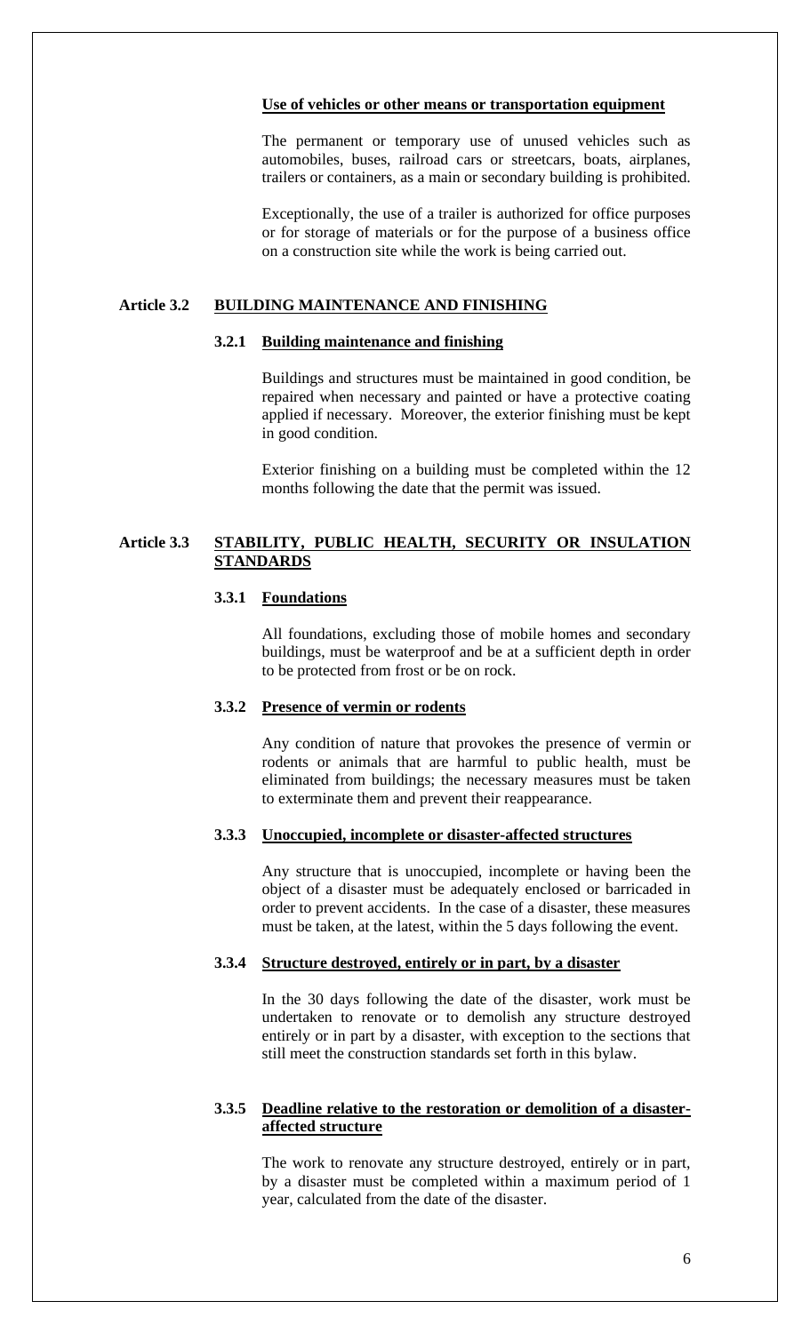**Use of vehicles or other means or transportation equipment**

The permanent or temporary use of unused vehicles such as automobiles, buses, railroad cars or streetcars, boats, airplanes, trailers or containers, as a main or secondary building is prohibited.

Exceptionally, the use of a trailer is authorized for office purposes or for storage of materials or for the purpose of a business office on a construction site while the work is being carried out.

## Article 3.2 BUILDING MAINTENANCE AND FINISHING

### 3.2.1 Building maintenance and finishing

Buildings and structures must be maintained in good condition, be repaired when necessary and painted or have a protective coating applied if necessary. Moreover, the exterior finishing must be kept in good condition.

Exterior finishing on a building must be completed within the 12 months following the date that the permit was issued.

## Article 3.3 STABILITY, PUBLIC HEALTH, SECURITY OR INSULATION STANDARDS

### 3.3.1 Foundations

All foundations, excluding those of mobile homes and secondary buildings, must be waterproof and be at a sufficient depth in order to be protected from frost or be on rock.

### 3.3.2 Presence of vermin or rodents

Any condition of nature that provokes the presence of vermin or rodents or animals that are harmful to public health, must be eliminated from buildings; the necessary measures must be taken to exterminate them and prevent their reappearance.

### 3.3.3 Unoccupied, incomplete or disaster-affected structures

Any structure that is unoccupied, incomplete or having been the object of a disaster must be adequately enclosed or barricaded in order to prevent accidents. In the case of a disaster, these measures must be taken, at the latest, within the 5 days following the event.

### 3.3.4 Structure destroyed, entirely or in part, by a disaster

In the 30 days following the date of the disaster, work must be undertaken to renovate or to demolish any structure destroyed entirely or in part by a disaster, with exception to the sections that still meet the construction standards set forth in this bylaw.

### 3.3.5 Deadline relative to the restoration or demolition of a disaster-affected structure

The work to renovate any structure destroyed, entirely or in part, by a disaster must be completed within a maximum period of 1 year, calculated from the date of the disaster.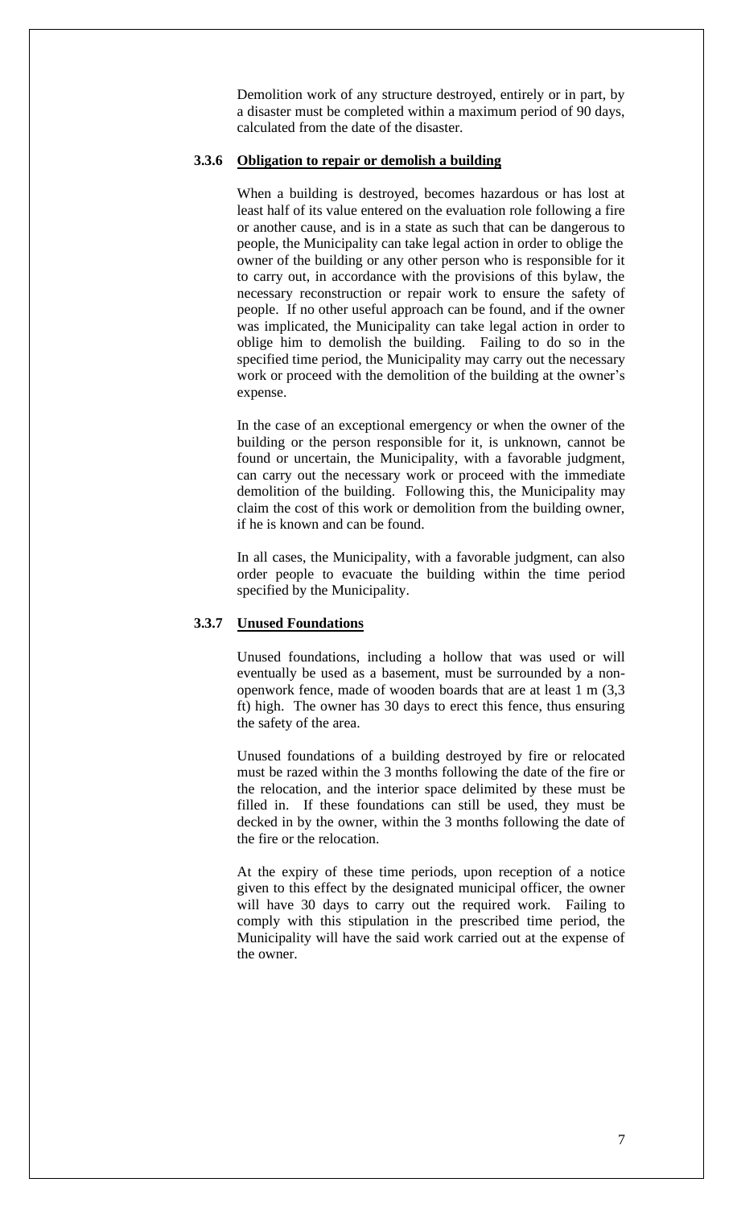Demolition work of any structure destroyed, entirely or in part, by a disaster must be completed within a maximum period of 90 days, calculated from the date of the disaster.

### 3.3.6 Obligation to repair or demolish a building

When a building is destroyed, becomes hazardous or has lost at least half of its value entered on the evaluation role following a fire or another cause, and is in a state as such that can be dangerous to people, the Municipality can take legal action in order to oblige the owner of the building or any other person who is responsible for it to carry out, in accordance with the provisions of this bylaw, the necessary reconstruction or repair work to ensure the safety of people. If no other useful approach can be found, and if the owner was implicated, the Municipality can take legal action in order to oblige him to demolish the building. Failing to do so in the specified time period, the Municipality may carry out the necessary work or proceed with the demolition of the building at the owner's expense.

In the case of an exceptional emergency or when the owner of the building or the person responsible for it, is unknown, cannot be found or uncertain, the Municipality, with a favorable judgment, can carry out the necessary work or proceed with the immediate demolition of the building. Following this, the Municipality may claim the cost of this work or demolition from the building owner, if he is known and can be found.

In all cases, the Municipality, with a favorable judgment, can also order people to evacuate the building within the time period specified by the Municipality.

### 3.3.7 Unused Foundations

Unused foundations, including a hollow that was used or will eventually be used as a basement, must be surrounded by a non-openwork fence, made of wooden boards that are at least 1 m (3,3 ft) high. The owner has 30 days to erect this fence, thus ensuring the safety of the area.

Unused foundations of a building destroyed by fire or relocated must be razed within the 3 months following the date of the fire or the relocation, and the interior space delimited by these must be filled in. If these foundations can still be used, they must be decked in by the owner, within the 3 months following the date of the fire or the relocation.

At the expiry of these time periods, upon reception of a notice given to this effect by the designated municipal officer, the owner will have 30 days to carry out the required work. Failing to comply with this stipulation in the prescribed time period, the Municipality will have the said work carried out at the expense of the owner.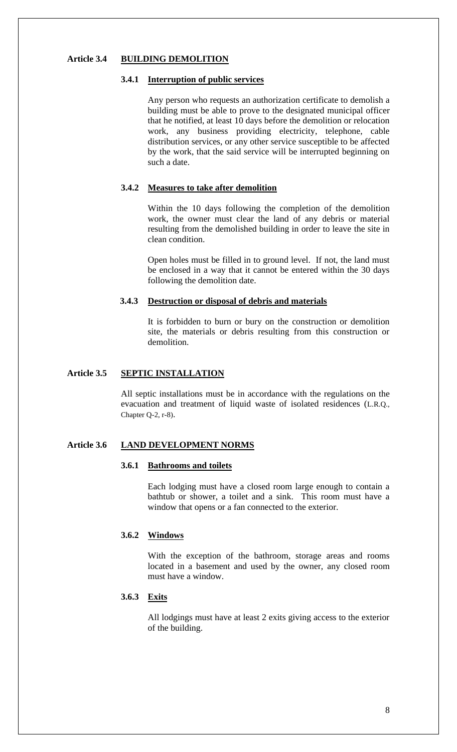## Article 3.4 BUILDING DEMOLITION

### 3.4.1 Interruption of public services

Any person who requests an authorization certificate to demolish a building must be able to prove to the designated municipal officer that he notified, at least 10 days before the demolition or relocation work, any business providing electricity, telephone, cable distribution services, or any other service susceptible to be affected by the work, that the said service will be interrupted beginning on such a date.

### 3.4.2 Measures to take after demolition

Within the 10 days following the completion of the demolition work, the owner must clear the land of any debris or material resulting from the demolished building in order to leave the site in clean condition.

Open holes must be filled in to ground level. If not, the land must be enclosed in a way that it cannot be entered within the 30 days following the demolition date.

### 3.4.3 Destruction or disposal of debris and materials

It is forbidden to burn or bury on the construction or demolition site, the materials or debris resulting from this construction or demolition.

## Article 3.5 SEPTIC INSTALLATION

All septic installations must be in accordance with the regulations on the evacuation and treatment of liquid waste of isolated residences (L.R.Q., Chapter Q-2, r-8).

## Article 3.6 LAND DEVELOPMENT NORMS

### 3.6.1 Bathrooms and toilets

Each lodging must have a closed room large enough to contain a bathtub or shower, a toilet and a sink. This room must have a window that opens or a fan connected to the exterior.

### 3.6.2 Windows

With the exception of the bathroom, storage areas and rooms located in a basement and used by the owner, any closed room must have a window.

### 3.6.3 Exits

All lodgings must have at least 2 exits giving access to the exterior of the building.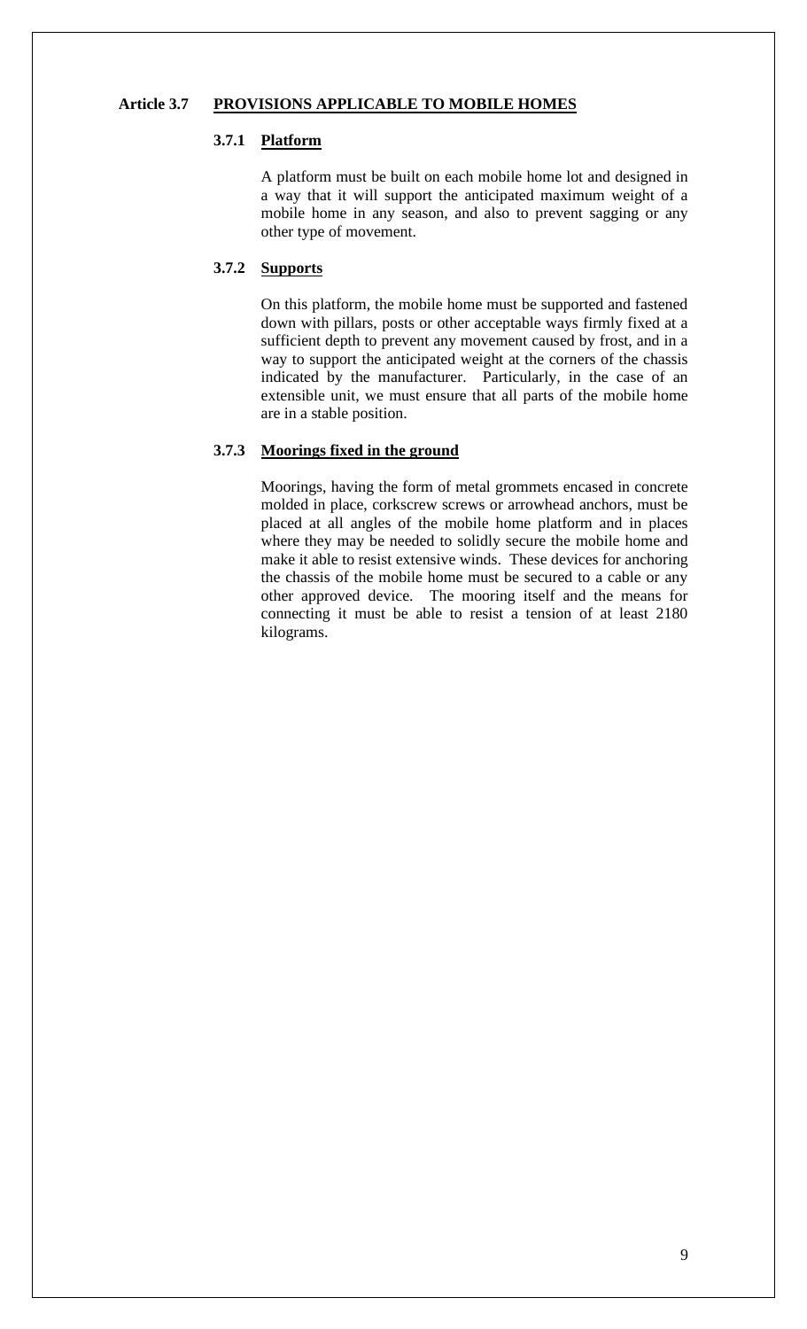## Article 3.7 PROVISIONS APPLICABLE TO MOBILE HOMES

### 3.7.1 Platform

A platform must be built on each mobile home lot and designed in a way that it will support the anticipated maximum weight of a mobile home in any season, and also to prevent sagging or any other type of movement.

### 3.7.2 Supports

On this platform, the mobile home must be supported and fastened down with pillars, posts or other acceptable ways firmly fixed at a sufficient depth to prevent any movement caused by frost, and in a way to support the anticipated weight at the corners of the chassis indicated by the manufacturer. Particularly, in the case of an extensible unit, we must ensure that all parts of the mobile home are in a stable position.

### 3.7.3 Moorings fixed in the ground

Moorings, having the form of metal grommets encased in concrete molded in place, corkscrew screws or arrowhead anchors, must be placed at all angles of the mobile home platform and in places where they may be needed to solidly secure the mobile home and make it able to resist extensive winds. These devices for anchoring the chassis of the mobile home must be secured to a cable or any other approved device. The mooring itself and the means for connecting it must be able to resist a tension of at least 2180 kilograms.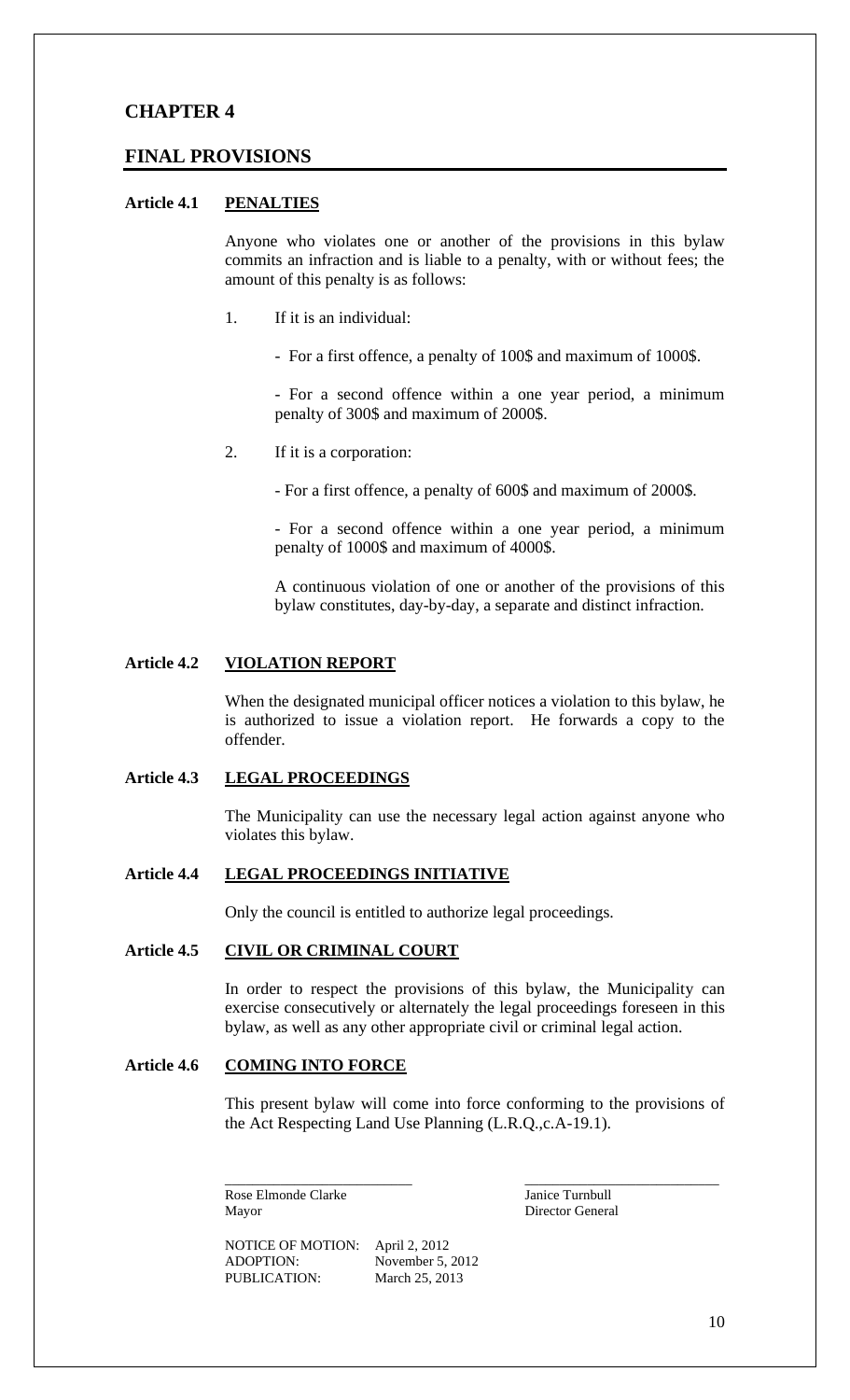# CHAPTER 4

## FINAL PROVISIONS

### Article 4.1 PENALTIES

Anyone who violates one or another of the provisions in this bylaw commits an infraction and is liable to a penalty, with or without fees; the amount of this penalty is as follows:

1. If it is an individual:

   - For a first offence, a penalty of 100$ and maximum of 1000$.

   - For a second offence within a one year period, a minimum penalty of 300$ and maximum of 2000$.

2. If it is a corporation:

   - For a first offence, a penalty of 600$ and maximum of 2000$.

   - For a second offence within a one year period, a minimum penalty of 1000$ and maximum of 4000$.

   A continuous violation of one or another of the provisions of this bylaw constitutes, day-by-day, a separate and distinct infraction.

### Article 4.2 VIOLATION REPORT

When the designated municipal officer notices a violation to this bylaw, he is authorized to issue a violation report. He forwards a copy to the offender.

### Article 4.3 LEGAL PROCEEDINGS

The Municipality can use the necessary legal action against anyone who violates this bylaw.

### Article 4.4 LEGAL PROCEEDINGS INITIATIVE

Only the council is entitled to authorize legal proceedings.

### Article 4.5 CIVIL OR CRIMINAL COURT

In order to respect the provisions of this bylaw, the Municipality can exercise consecutively or alternately the legal proceedings foreseen in this bylaw, as well as any other appropriate civil or criminal legal action.

### Article 4.6 COMING INTO FORCE

This present bylaw will come into force conforming to the provisions of the Act Respecting Land Use Planning (L.R.Q.,c.A-19.1).

| | |
|---|---|
| Rose Elmonde Clarke | Janice Turnbull |
| Mayor | Director General |

NOTICE OF MOTION: April 2, 2012
ADOPTION: November 5, 2012
PUBLICATION: March 25, 2013